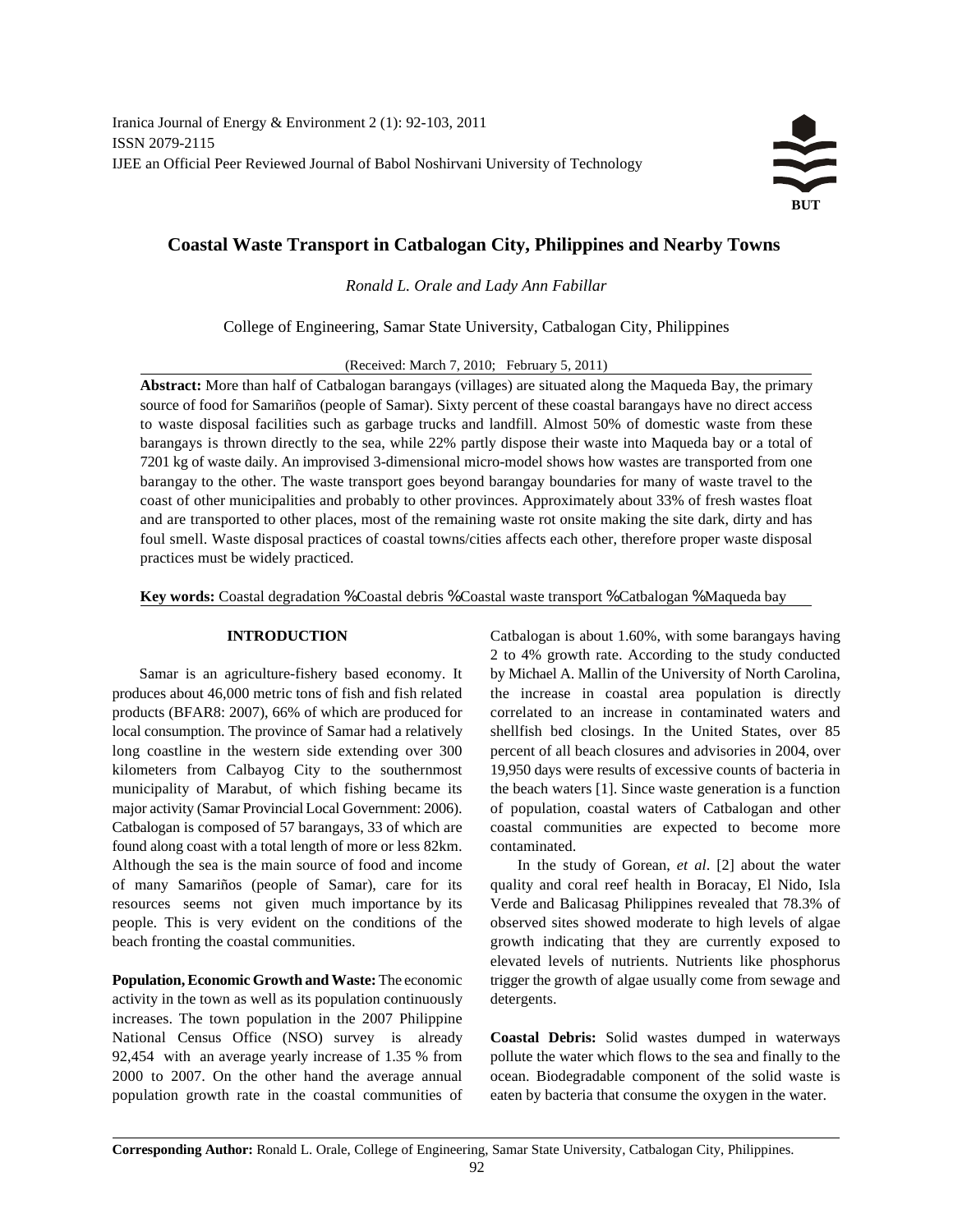# Coastal Waste Transport in Catbalogan City, Philippines and Nearby Towns

*Ronald L. Orale and Lady Ann Fabillar*

College of Engineering, Samar State University, Catbalogan City, Philippines

(Received: March 7, 2010; February 5, 2011)

**Abstract:** More than half of Catbalogan barangays (villages) are situated along the Maqueda Bay, the primary source of food for Samariños (people of Samar). Sixty percent of these coastal barangays have no direct access to waste disposal facilities such as garbage trucks and landfill. Almost 50% of domestic waste from these barangays is thrown directly to the sea, while 22% partly dispose their waste into Maqueda bay or a total of 7201 kg of waste daily. An improvised 3-dimensional micro-model shows how wastes are transported from one barangay to the other. The waste transport goes beyond barangay boundaries for many of waste travel to the coast of other municipalities and probably to other provinces. Approximately about 33% of fresh wastes float and are transported to other places, most of the remaining waste rot onsite making the site dark, dirty and has foul smell. Waste disposal practices of coastal towns/cities affects each other, therefore proper waste disposal practices must be widely practiced.

**Key words:** Coastal degradation % Coastal debris % Coastal waste transport % Catbalogan % Maqueda bay

## INTRODUCTION

Samar is an agriculture-fishery based economy. It produces about 46,000 metric tons of fish and fish related products (BFAR8: 2007), 66% of which are produced for local consumption. The province of Samar had a relatively long coastline in the western side extending over 300 kilometers from Calbayog City to the southernmost municipality of Marabut, of which fishing became its major activity (Samar Provincial Local Government: 2006). Catbalogan is composed of 57 barangays, 33 of which are found along coast with a total length of more or less 82km. Although the sea is the main source of food and income of many Samariños (people of Samar), care for its resources seems not given much importance by its people. This is very evident on the conditions of the beach fronting the coastal communities.

**Population, Economic Growth and Waste:** The economic activity in the town as well as its population continuously increases. The town population in the 2007 Philippine National Census Office (NSO) survey is already 92,454 with an average yearly increase of 1.35 % from 2000 to 2007. On the other hand the average annual population growth rate in the coastal communities of Catbalogan is about 1.60%, with some barangays having 2 to 4% growth rate. According to the study conducted by Michael A. Mallin of the University of North Carolina, the increase in coastal area population is directly correlated to an increase in contaminated waters and shellfish bed closings. In the United States, over 85 percent of all beach closures and advisories in 2004, over 19,950 days were results of excessive counts of bacteria in the beach waters [1]. Since waste generation is a function of population, coastal waters of Catbalogan and other coastal communities are expected to become more contaminated.

In the study of Gorean, *et al*. [2] about the water quality and coral reef health in Boracay, El Nido, Isla Verde and Balicasag Philippines revealed that 78.3% of observed sites showed moderate to high levels of algae growth indicating that they are currently exposed to elevated levels of nutrients. Nutrients like phosphorus trigger the growth of algae usually come from sewage and detergents.

**Coastal Debris:** Solid wastes dumped in waterways pollute the water which flows to the sea and finally to the ocean. Biodegradable component of the solid waste is eaten by bacteria that consume the oxygen in the water.

**Corresponding Author:** Ronald L. Orale, College of Engineering, Samar State University, Catbalogan City, Philippines.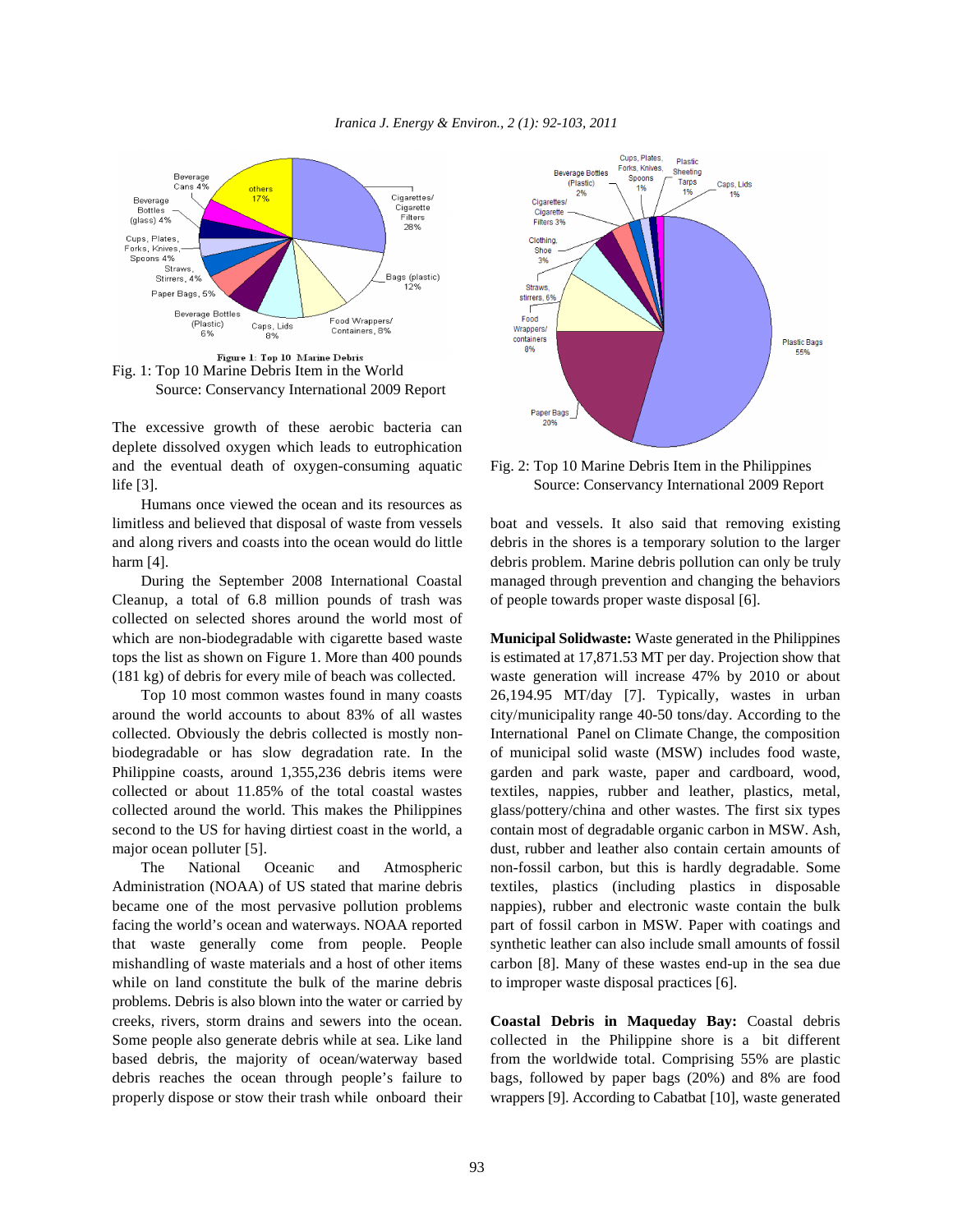Fig. 1: Top 10 Marine Debris Item in the World
Source: Conservancy International 2009 Report

The excessive growth of these aerobic bacteria can deplete dissolved oxygen which leads to eutrophication and the eventual death of oxygen-consuming aquatic life [3].

Humans once viewed the ocean and its resources as limitless and believed that disposal of waste from vessels and along rivers and coasts into the ocean would do little harm [4].

During the September 2008 International Coastal Cleanup, a total of 6.8 million pounds of trash was collected on selected shores around the world most of which are non-biodegradable with cigarette based waste tops the list as shown on Figure 1. More than 400 pounds (181 kg) of debris for every mile of beach was collected.

Top 10 most common wastes found in many coasts around the world accounts to about 83% of all wastes collected. Obviously the debris collected is mostly non-biodegradable or has slow degradation rate. In the Philippine coasts, around 1,355,236 debris items were collected or about 11.85% of the total coastal wastes collected around the world. This makes the Philippines second to the US for having dirtiest coast in the world, a major ocean polluter [5].

The National Oceanic and Atmospheric Administration (NOAA) of US stated that marine debris became one of the most pervasive pollution problems facing the world's ocean and waterways. NOAA reported that waste generally come from people. People mishandling of waste materials and a host of other items while on land constitute the bulk of the marine debris problems. Debris is also blown into the water or carried by creeks, rivers, storm drains and sewers into the ocean. Some people also generate debris while at sea. Like land based debris, the majority of ocean/waterway based debris reaches the ocean through people's failure to properly dispose or stow their trash while onboard their boat and vessels. It also said that removing existing debris in the shores is a temporary solution to the larger debris problem. Marine debris pollution can only be truly managed through prevention and changing the behaviors of people towards proper waste disposal [6].

Fig. 2: Top 10 Marine Debris Item in the Philippines
Source: Conservancy International 2009 Report

**Municipal Solidwaste:** Waste generated in the Philippines is estimated at 17,871.53 MT per day. Projection show that waste generation will increase 47% by 2010 or about 26,194.95 MT/day [7]. Typically, wastes in urban city/municipality range 40-50 tons/day. According to the International Panel on Climate Change, the composition of municipal solid waste (MSW) includes food waste, garden and park waste, paper and cardboard, wood, textiles, nappies, rubber and leather, plastics, metal, glass/pottery/china and other wastes. The first six types contain most of degradable organic carbon in MSW. Ash, dust, rubber and leather also contain certain amounts of non-fossil carbon, but this is hardly degradable. Some textiles, plastics (including plastics in disposable nappies), rubber and electronic waste contain the bulk part of fossil carbon in MSW. Paper with coatings and synthetic leather can also include small amounts of fossil carbon [8]. Many of these wastes end-up in the sea due to improper waste disposal practices [6].

**Coastal Debris in Maqueday Bay:** Coastal debris collected in the Philippine shore is a bit different from the worldwide total. Comprising 55% are plastic bags, followed by paper bags (20%) and 8% are food wrappers [9]. According to Cabatbat [10], waste generated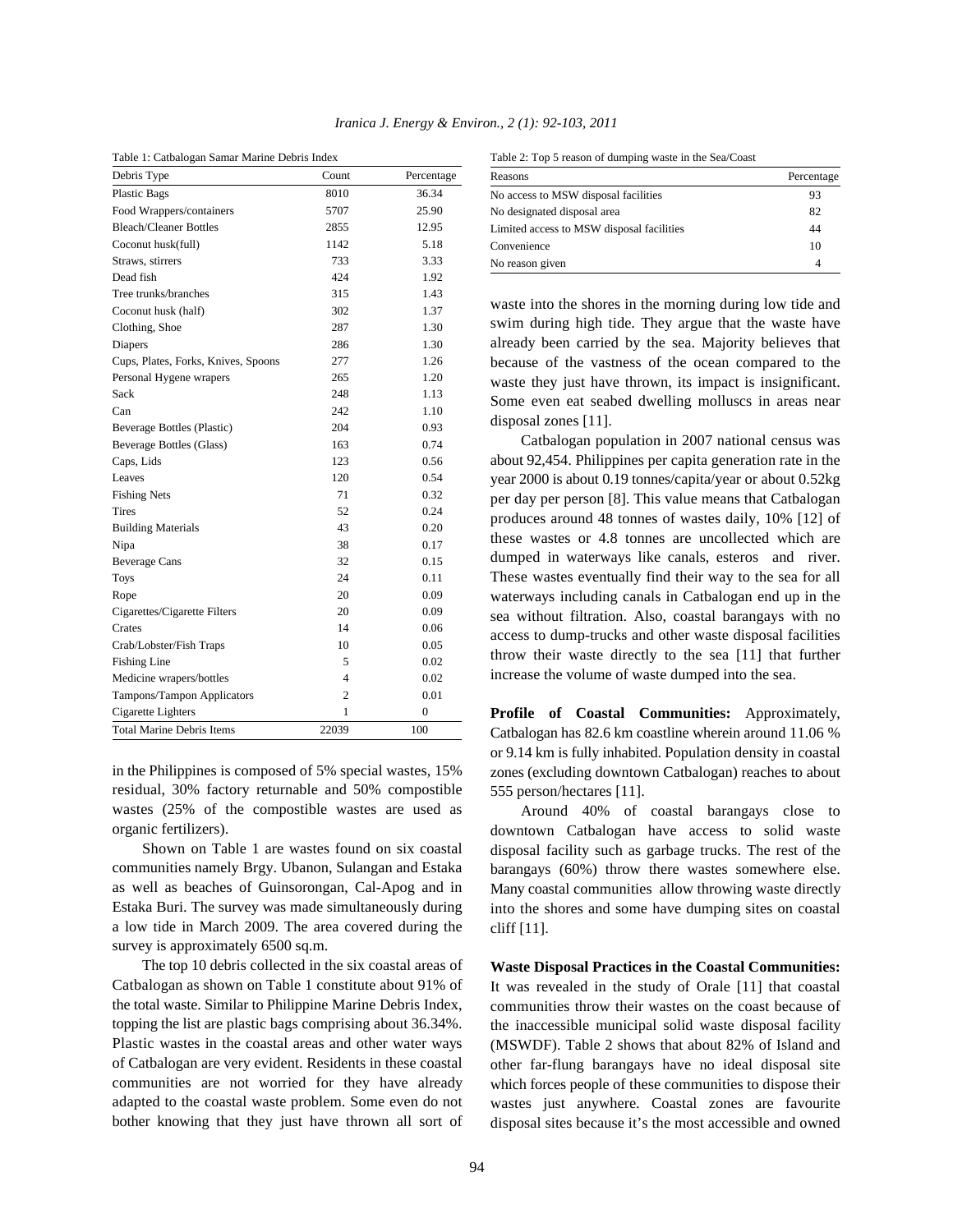Table 1: Catbalogan Samar Marine Debris Index

| Debris Type | Count | Percentage |
|---|---|---|
| Plastic Bags | 8010 | 36.34 |
| Food Wrappers/containers | 5707 | 25.90 |
| Bleach/Cleaner Bottles | 2855 | 12.95 |
| Coconut husk(full) | 1142 | 5.18 |
| Straws, stirrers | 733 | 3.33 |
| Dead fish | 424 | 1.92 |
| Tree trunks/branches | 315 | 1.43 |
| Coconut husk (half) | 302 | 1.37 |
| Clothing, Shoe | 287 | 1.30 |
| Diapers | 286 | 1.30 |
| Cups, Plates, Forks, Knives, Spoons | 277 | 1.26 |
| Personal Hygene wrapers | 265 | 1.20 |
| Sack | 248 | 1.13 |
| Can | 242 | 1.10 |
| Beverage Bottles (Plastic) | 204 | 0.93 |
| Beverage Bottles (Glass) | 163 | 0.74 |
| Caps, Lids | 123 | 0.56 |
| Leaves | 120 | 0.54 |
| Fishing Nets | 71 | 0.32 |
| Tires | 52 | 0.24 |
| Building Materials | 43 | 0.20 |
| Nipa | 38 | 0.17 |
| Beverage Cans | 32 | 0.15 |
| Toys | 24 | 0.11 |
| Rope | 20 | 0.09 |
| Cigarettes/Cigarette Filters | 20 | 0.09 |
| Crates | 14 | 0.06 |
| Crab/Lobster/Fish Traps | 10 | 0.05 |
| Fishing Line | 5 | 0.02 |
| Medicine wrapers/bottles | 4 | 0.02 |
| Tampons/Tampon Applicators | 2 | 0.01 |
| Cigarette Lighters | 1 | 0 |
| Total Marine Debris Items | 22039 | 100 |

in the Philippines is composed of 5% special wastes, 15% residual, 30% factory returnable and 50% compostible wastes (25% of the compostible wastes are used as organic fertilizers).

Shown on Table 1 are wastes found on six coastal communities namely Brgy. Ubanon, Sulangan and Estaka as well as beaches of Guinsorongan, Cal-Apog and in Estaka Buri. The survey was made simultaneously during a low tide in March 2009. The area covered during the survey is approximately 6500 sq.m.

The top 10 debris collected in the six coastal areas of Catbalogan as shown on Table 1 constitute about 91% of the total waste. Similar to Philippine Marine Debris Index, topping the list are plastic bags comprising about 36.34%. Plastic wastes in the coastal areas and other water ways of Catbalogan are very evident. Residents in these coastal communities are not worried for they have already adapted to the coastal waste problem. Some even do not bother knowing that they just have thrown all sort of waste into the shores in the morning during low tide and swim during high tide. They argue that the waste have already been carried by the sea. Majority believes that because of the vastness of the ocean compared to the waste they just have thrown, its impact is insignificant. Some even eat seabed dwelling molluscs in areas near disposal zones [11].

Table 2: Top 5 reason of dumping waste in the Sea/Coast

| Reasons | Percentage |
|---|---|
| No access to MSW disposal facilities | 93 |
| No designated disposal area | 82 |
| Limited access to MSW disposal facilities | 44 |
| Convenience | 10 |
| No reason given | 4 |

Catbalogan population in 2007 national census was about 92,454. Philippines per capita generation rate in the year 2000 is about 0.19 tonnes/capita/year or about 0.52kg per day per person [8]. This value means that Catbalogan produces around 48 tonnes of wastes daily, 10% [12] of these wastes or 4.8 tonnes are uncollected which are dumped in waterways like canals, esteros and river. These wastes eventually find their way to the sea for all waterways including canals in Catbalogan end up in the sea without filtration. Also, coastal barangays with no access to dump-trucks and other waste disposal facilities throw their waste directly to the sea [11] that further increase the volume of waste dumped into the sea.

**Profile of Coastal Communities:** Approximately, Catbalogan has 82.6 km coastline wherein around 11.06 % or 9.14 km is fully inhabited. Population density in coastal zones (excluding downtown Catbalogan) reaches to about 555 person/hectares [11].

Around 40% of coastal barangays close to downtown Catbalogan have access to solid waste disposal facility such as garbage trucks. The rest of the barangays (60%) throw there wastes somewhere else. Many coastal communities allow throwing waste directly into the shores and some have dumping sites on coastal cliff [11].

**Waste Disposal Practices in the Coastal Communities:** It was revealed in the study of Orale [11] that coastal communities throw their wastes on the coast because of the inaccessible municipal solid waste disposal facility (MSWDF). Table 2 shows that about 82% of Island and other far-flung barangays have no ideal disposal site which forces people of these communities to dispose their wastes just anywhere. Coastal zones are favourite disposal sites because it's the most accessible and owned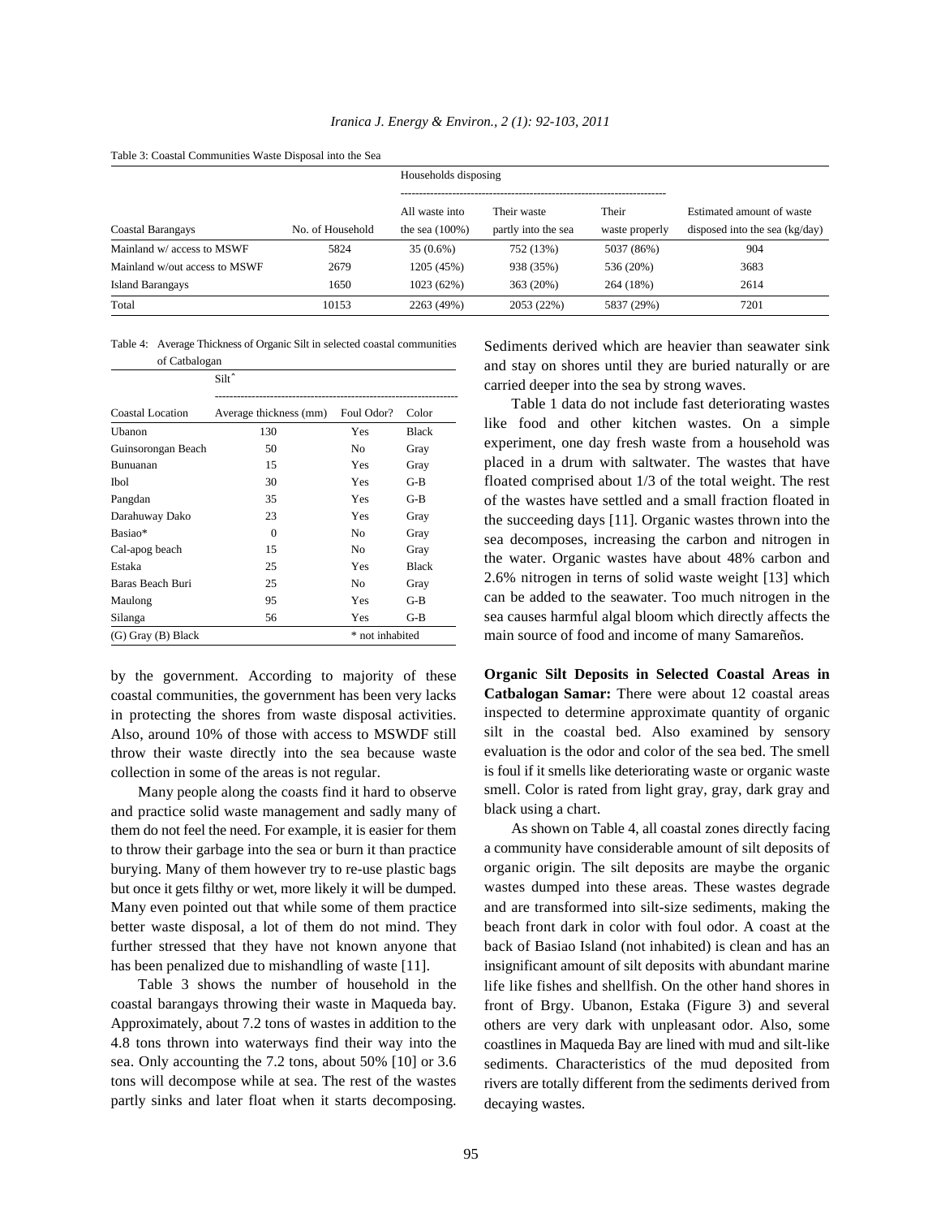Table 3: Coastal Communities Waste Disposal into the Sea

| | | Households disposing | | | |
|---|---|---|---|---|---|
| Coastal Barangays | No. of Household | All waste into the sea (100%) | Their waste partly into the sea | Their waste properly | Estimated amount of waste disposed into the sea (kg/day) |
| Mainland w/ access to MSWF | 5824 | 35 (0.6%) | 752 (13%) | 5037 (86%) | 904 |
| Mainland w/out access to MSWF | 2679 | 1205 (45%) | 938 (35%) | 536 (20%) | 3683 |
| Island Barangays | 1650 | 1023 (62%) | 363 (20%) | 264 (18%) | 2614 |
| Total | 10153 | 2263 (49%) | 2053 (22%) | 5837 (29%) | 7201 |

Table 4: Average Thickness of Organic Silt in selected coastal communities of Catbalogan

| | Silt^ | | |
|---|---|---|---|
| Coastal Location | Average thickness (mm) | Foul Odor? | Color |
| Ubanon | 130 | Yes | Black |
| Guinsorongan Beach | 50 | No | Gray |
| Bunuanan | 15 | Yes | Gray |
| Ibol | 30 | Yes | G-B |
| Pangdan | 35 | Yes | G-B |
| Darahuway Dako | 23 | Yes | Gray |
| Basiao* | 0 | No | Gray |
| Cal-apog beach | 15 | No | Gray |
| Estaka | 25 | Yes | Black |
| Baras Beach Buri | 25 | No | Gray |
| Maulong | 95 | Yes | G-B |
| Silanga | 56 | Yes | G-B |
| (G) Gray (B) Black | | * not inhabited | |

by the government. According to majority of these coastal communities, the government has been very lacks in protecting the shores from waste disposal activities. Also, around 10% of those with access to MSWDF still throw their waste directly into the sea because waste collection in some of the areas is not regular.

Many people along the coasts find it hard to observe and practice solid waste management and sadly many of them do not feel the need. For example, it is easier for them to throw their garbage into the sea or burn it than practice burying. Many of them however try to re-use plastic bags but once it gets filthy or wet, more likely it will be dumped. Many even pointed out that while some of them practice better waste disposal, a lot of them do not mind. They further stressed that they have not known anyone that has been penalized due to mishandling of waste [11].

Table 3 shows the number of household in the coastal barangays throwing their waste in Maqueda bay. Approximately, about 7.2 tons of wastes in addition to the 4.8 tons thrown into waterways find their way into the sea. Only accounting the 7.2 tons, about 50% [10] or 3.6 tons will decompose while at sea. The rest of the wastes partly sinks and later float when it starts decomposing. Sediments derived which are heavier than seawater sink and stay on shores until they are buried naturally or are carried deeper into the sea by strong waves.

Table 1 data do not include fast deteriorating wastes like food and other kitchen wastes. On a simple experiment, one day fresh waste from a household was placed in a drum with saltwater. The wastes that have floated comprised about 1/3 of the total weight. The rest of the wastes have settled and a small fraction floated in the succeeding days [11]. Organic wastes thrown into the sea decomposes, increasing the carbon and nitrogen in the water. Organic wastes have about 48% carbon and 2.6% nitrogen in terns of solid waste weight [13] which can be added to the seawater. Too much nitrogen in the sea causes harmful algal bloom which directly affects the main source of food and income of many Samareños.

**Organic Silt Deposits in Selected Coastal Areas in Catbalogan Samar:** There were about 12 coastal areas inspected to determine approximate quantity of organic silt in the coastal bed. Also examined by sensory evaluation is the odor and color of the sea bed. The smell is foul if it smells like deteriorating waste or organic waste smell. Color is rated from light gray, gray, dark gray and black using a chart.

As shown on Table 4, all coastal zones directly facing a community have considerable amount of silt deposits of organic origin. The silt deposits are maybe the organic wastes dumped into these areas. These wastes degrade and are transformed into silt-size sediments, making the beach front dark in color with foul odor. A coast at the back of Basiao Island (not inhabited) is clean and has an insignificant amount of silt deposits with abundant marine life like fishes and shellfish. On the other hand shores in front of Brgy. Ubanon, Estaka (Figure 3) and several others are very dark with unpleasant odor. Also, some coastlines in Maqueda Bay are lined with mud and silt-like sediments. Characteristics of the mud deposited from rivers are totally different from the sediments derived from decaying wastes.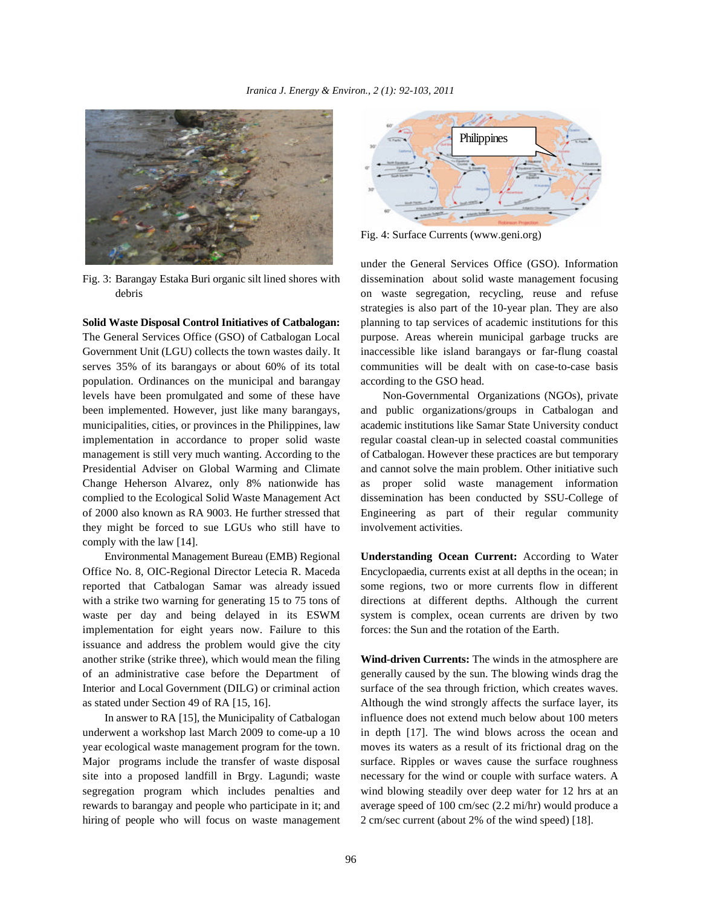Fig. 3: Barangay Estaka Buri organic silt lined shores with debris

**Solid Waste Disposal Control Initiatives of Catbalogan:** The General Services Office (GSO) of Catbalogan Local Government Unit (LGU) collects the town wastes daily. It serves 35% of its barangays or about 60% of its total population. Ordinances on the municipal and barangay levels have been promulgated and some of these have been implemented. However, just like many barangays, municipalities, cities, or provinces in the Philippines, law implementation in accordance to proper solid waste management is still very much wanting. According to the Presidential Adviser on Global Warming and Climate Change Heherson Alvarez, only 8% nationwide has complied to the Ecological Solid Waste Management Act of 2000 also known as RA 9003. He further stressed that they might be forced to sue LGUs who still have to comply with the law [14].

Environmental Management Bureau (EMB) Regional Office No. 8, OIC-Regional Director Letecia R. Maceda reported that Catbalogan Samar was already issued with a strike two warning for generating 15 to 75 tons of waste per day and being delayed in its ESWM implementation for eight years now. Failure to this issuance and address the problem would give the city another strike (strike three), which would mean the filing of an administrative case before the Department of Interior and Local Government (DILG) or criminal action as stated under Section 49 of RA [15, 16].

In answer to RA [15], the Municipality of Catbalogan underwent a workshop last March 2009 to come-up a 10 year ecological waste management program for the town. Major programs include the transfer of waste disposal site into a proposed landfill in Brgy. Lagundi; waste segregation program which includes penalties and rewards to barangay and people who participate in it; and hiring of people who will focus on waste management under the General Services Office (GSO). Information dissemination about solid waste management focusing on waste segregation, recycling, reuse and refuse strategies is also part of the 10-year plan. They are also planning to tap services of academic institutions for this purpose. Areas wherein municipal garbage trucks are inaccessible like island barangays or far-flung coastal communities will be dealt with on case-to-case basis according to the GSO head.

Fig. 4: Surface Currents (www.geni.org)

Non-Governmental Organizations (NGOs), private and public organizations/groups in Catbalogan and academic institutions like Samar State University conduct regular coastal clean-up in selected coastal communities of Catbalogan. However these practices are but temporary and cannot solve the main problem. Other initiative such as proper solid waste management information dissemination has been conducted by SSU-College of Engineering as part of their regular community involvement activities.

**Understanding Ocean Current:** According to Water Encyclopaedia, currents exist at all depths in the ocean; in some regions, two or more currents flow in different directions at different depths. Although the current system is complex, ocean currents are driven by two forces: the Sun and the rotation of the Earth.

**Wind-driven Currents:** The winds in the atmosphere are generally caused by the sun. The blowing winds drag the surface of the sea through friction, which creates waves. Although the wind strongly affects the surface layer, its influence does not extend much below about 100 meters in depth [17]. The wind blows across the ocean and moves its waters as a result of its frictional drag on the surface. Ripples or waves cause the surface roughness necessary for the wind or couple with surface waters. A wind blowing steadily over deep water for 12 hrs at an average speed of 100 cm/sec (2.2 mi/hr) would produce a 2 cm/sec current (about 2% of the wind speed) [18].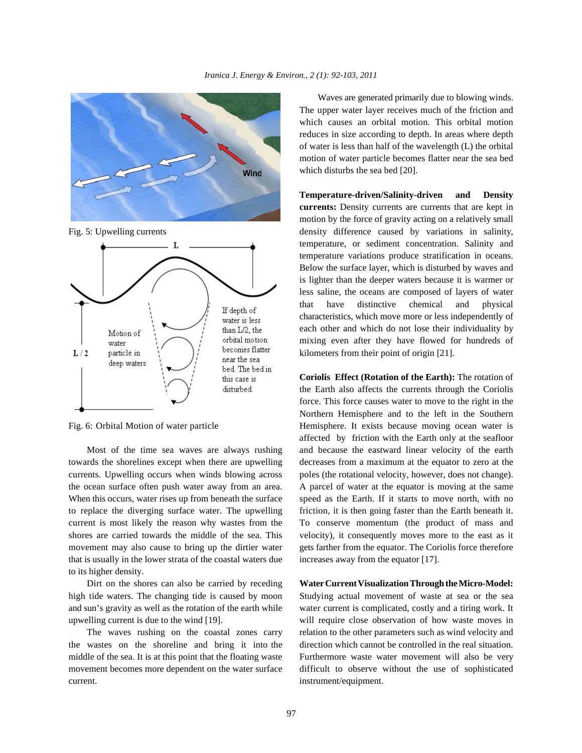Fig. 5: Upwelling currents

Fig. 6: Orbital Motion of water particle

Most of the time sea waves are always rushing towards the shorelines except when there are upwelling currents. Upwelling occurs when winds blowing across the ocean surface often push water away from an area. When this occurs, water rises up from beneath the surface to replace the diverging surface water. The upwelling current is most likely the reason why wastes from the shores are carried towards the middle of the sea. This movement may also cause to bring up the dirtier water that is usually in the lower strata of the coastal waters due to its higher density.

Dirt on the shores can also be carried by receding high tide waters. The changing tide is caused by moon and sun's gravity as well as the rotation of the earth while upwelling current is due to the wind [19].

The waves rushing on the coastal zones carry the wastes on the shoreline and bring it into the middle of the sea. It is at this point that the floating waste movement becomes more dependent on the water surface current.

Waves are generated primarily due to blowing winds. The upper water layer receives much of the friction and which causes an orbital motion. This orbital motion reduces in size according to depth. In areas where depth of water is less than half of the wavelength (L) the orbital motion of water particle becomes flatter near the sea bed which disturbs the sea bed [20].

**Temperature-driven/Salinity-driven and Density currents:** Density currents are currents that are kept in motion by the force of gravity acting on a relatively small density difference caused by variations in salinity, temperature, or sediment concentration. Salinity and temperature variations produce stratification in oceans. Below the surface layer, which is disturbed by waves and is lighter than the deeper waters because it is warmer or less saline, the oceans are composed of layers of water that have distinctive chemical and physical characteristics, which move more or less independently of each other and which do not lose their individuality by mixing even after they have flowed for hundreds of kilometers from their point of origin [21].

**Coriolis Effect (Rotation of the Earth):** The rotation of the Earth also affects the currents through the Coriolis force. This force causes water to move to the right in the Northern Hemisphere and to the left in the Southern Hemisphere. It exists because moving ocean water is affected by friction with the Earth only at the seafloor and because the eastward linear velocity of the earth decreases from a maximum at the equator to zero at the poles (the rotational velocity, however, does not change). A parcel of water at the equator is moving at the same speed as the Earth. If it starts to move north, with no friction, it is then going faster than the Earth beneath it. To conserve momentum (the product of mass and velocity), it consequently moves more to the east as it gets farther from the equator. The Coriolis force therefore increases away from the equator [17].

**Water Current Visualization Through the Micro-Model:** Studying actual movement of waste at sea or the sea water current is complicated, costly and a tiring work. It will require close observation of how waste moves in relation to the other parameters such as wind velocity and direction which cannot be controlled in the real situation. Furthermore waste water movement will also be very difficult to observe without the use of sophisticated instrument/equipment.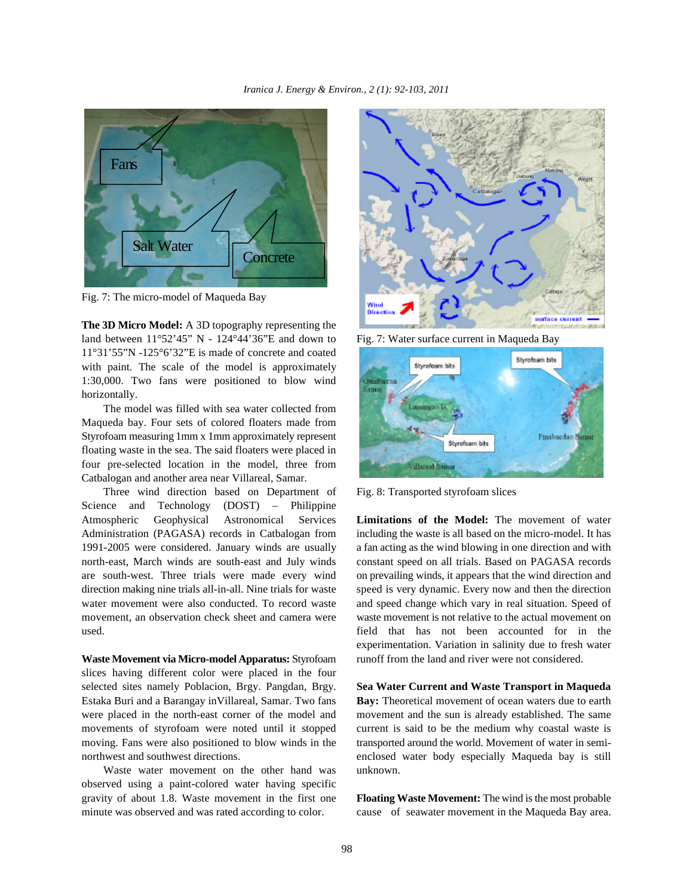Fig. 7: The micro-model of Maqueda Bay

**The 3D Micro Model:** A 3D topography representing the land between 11°52'45" N - 124°44'36"E and down to 11°31'55"N -125°6'32"E is made of concrete and coated with paint. The scale of the model is approximately 1:30,000. Two fans were positioned to blow wind horizontally.

The model was filled with sea water collected from Maqueda bay. Four sets of colored floaters made from Styrofoam measuring 1mm x 1mm approximately represent floating waste in the sea. The said floaters were placed in four pre-selected location in the model, three from Catbalogan and another area near Villareal, Samar.

Three wind direction based on Department of Science and Technology (DOST) – Philippine Atmospheric Geophysical Astronomical Services Administration (PAGASA) records in Catbalogan from 1991-2005 were considered. January winds are usually north-east, March winds are south-east and July winds are south-west. Three trials were made every wind direction making nine trials all-in-all. Nine trials for waste water movement were also conducted. To record waste movement, an observation check sheet and camera were used.

**Waste Movement via Micro-model Apparatus:** Styrofoam slices having different color were placed in the four selected sites namely Poblacion, Brgy. Pangdan, Brgy. Estaka Buri and a Barangay inVillareal, Samar. Two fans were placed in the north-east corner of the model and movements of styrofoam were noted until it stopped moving. Fans were also positioned to blow winds in the northwest and southwest directions.

Waste water movement on the other hand was observed using a paint-colored water having specific gravity of about 1.8. Waste movement in the first one minute was observed and was rated according to color.

Fig. 7: Water surface current in Maqueda Bay

Fig. 8: Transported styrofoam slices

**Limitations of the Model:** The movement of water including the waste is all based on the micro-model. It has a fan acting as the wind blowing in one direction and with constant speed on all trials. Based on PAGASA records on prevailing winds, it appears that the wind direction and speed is very dynamic. Every now and then the direction and speed change which vary in real situation. Speed of waste movement is not relative to the actual movement on field that has not been accounted for in the experimentation. Variation in salinity due to fresh water runoff from the land and river were not considered.

**Sea Water Current and Waste Transport in Maqueda Bay:** Theoretical movement of ocean waters due to earth movement and the sun is already established. The same current is said to be the medium why coastal waste is transported around the world. Movement of water in semi-enclosed water body especially Maqueda bay is still unknown.

**Floating Waste Movement:** The wind is the most probable cause of seawater movement in the Maqueda Bay area.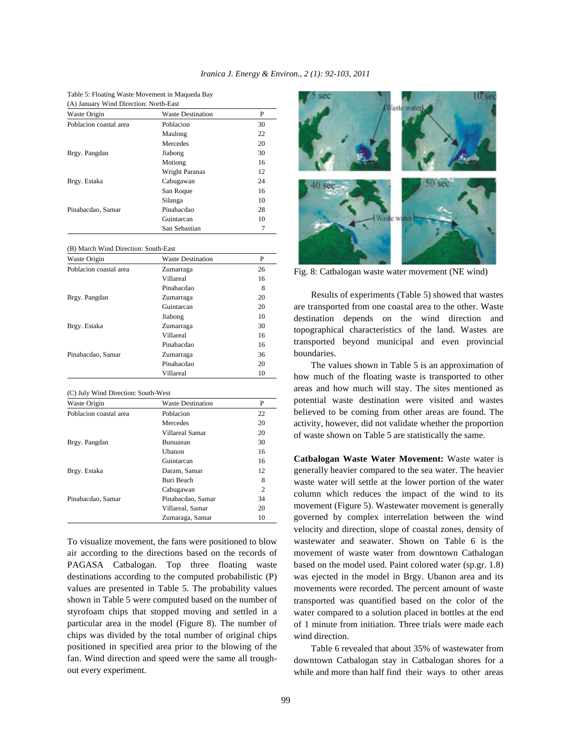Table 5: Floating Waste Movement in Maqueda Bay

(A) January Wind Direction: North-East

| Waste Origin | Waste Destination | P |
|---|---|---|
| Poblacion coastal area | Poblacion | 30 |
| | Maulong | 22 |
| | Mercedes | 20 |
| Brgy. Pangdan | Jiabong | 30 |
| | Motiong | 16 |
| | Wright Paranas | 12 |
| Brgy. Estaka | Cabugawan | 24 |
| | San Roque | 16 |
| | Silanga | 10 |
| Pinabacdao, Samar | Pinabacdao | 28 |
| | Guintarcan | 10 |
| | San Sebastian | 7 |

(B) March Wind Direction: South-East

| Waste Origin | Waste Destination | P |
|---|---|---|
| Poblacion coastal area | Zumarraga | 26 |
| | Villareal | 16 |
| | Pinabacdao | 8 |
| Brgy. Pangdan | Zumarraga | 20 |
| | Guintarcan | 20 |
| | Jiabong | 10 |
| Brgy. Estaka | Zumarraga | 30 |
| | Villareal | 16 |
| | Pinabacdao | 16 |
| Pinabacdao, Samar | Zumarraga | 36 |
| | Pinabacdao | 20 |
| | Villareal | 10 |

(C) July Wind Direction: South-West

| Waste Origin | Waste Destination | P |
|---|---|---|
| Poblacion coastal area | Poblacion | 22 |
| | Mercedes | 20 |
| | Villareal Samar | 20 |
| Brgy. Pangdan | Bunuanan | 30 |
| | Ubanon | 16 |
| | Guintarcan | 16 |
| Brgy. Estaka | Daram, Samar | 12 |
| | Buri Beach | 8 |
| | Cabugawan | 2 |
| Pinabacdao, Samar | Pinabacdao, Samar | 34 |
| | Villareal, Samar | 20 |
| | Zumaraga, Samar | 10 |

To visualize movement, the fans were positioned to blow air according to the directions based on the records of PAGASA Catbalogan. Top three floating waste destinations according to the computed probabilistic (P) values are presented in Table 5. The probability values shown in Table 5 were computed based on the number of styrofoam chips that stopped moving and settled in a particular area in the model (Figure 8). The number of chips was divided by the total number of original chips positioned in specified area prior to the blowing of the fan. Wind direction and speed were the same all trough-out every experiment.

Fig. 8: Catbalogan waste water movement (NE wind)

Results of experiments (Table 5) showed that wastes are transported from one coastal area to the other. Waste destination depends on the wind direction and topographical characteristics of the land. Wastes are transported beyond municipal and even provincial boundaries.

The values shown in Table 5 is an approximation of how much of the floating waste is transported to other areas and how much will stay. The sites mentioned as potential waste destination were visited and wastes believed to be coming from other areas are found. The activity, however, did not validate whether the proportion of waste shown on Table 5 are statistically the same.

**Catbalogan Waste Water Movement:** Waste water is generally heavier compared to the sea water. The heavier waste water will settle at the lower portion of the water column which reduces the impact of the wind to its movement (Figure 5). Wastewater movement is generally governed by complex interrelation between the wind velocity and direction, slope of coastal zones, density of wastewater and seawater. Shown on Table 6 is the movement of waste water from downtown Catbalogan based on the model used. Paint colored water (sp.gr. 1.8) was ejected in the model in Brgy. Ubanon area and its movements were recorded. The percent amount of waste transported was quantified based on the color of the water compared to a solution placed in bottles at the end of 1 minute from initiation. Three trials were made each wind direction.

Table 6 revealed that about 35% of wastewater from downtown Catbalogan stay in Catbalogan shores for a while and more than half find their ways to other areas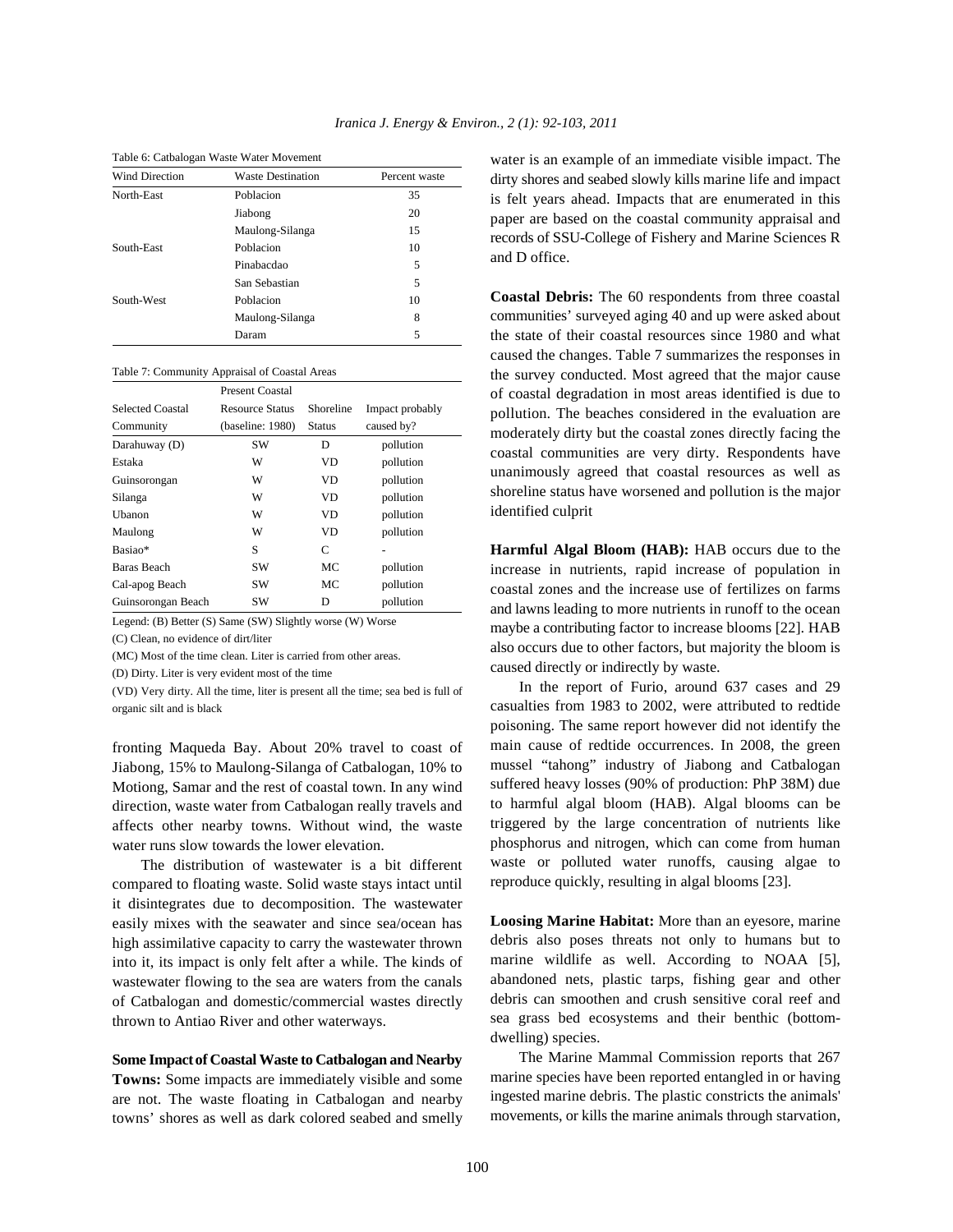Table 6: Catbalogan Waste Water Movement

| Wind Direction | Waste Destination | Percent waste |
|---|---|---|
| North-East | Poblacion | 35 |
| | Jiabong | 20 |
| | Maulong-Silanga | 15 |
| South-East | Poblacion | 10 |
| | Pinabacdao | 5 |
| | San Sebastian | 5 |
| South-West | Poblacion | 10 |
| | Maulong-Silanga | 8 |
| | Daram | 5 |

Table 7: Community Appraisal of Coastal Areas

| Selected Coastal Community | Present Coastal Resource Status (baseline: 1980) | Shoreline Status | Impact probably caused by? |
|---|---|---|---|
| Darahuway (D) | SW | D | pollution |
| Estaka | W | VD | pollution |
| Guinsorongan | W | VD | pollution |
| Silanga | W | VD | pollution |
| Ubanon | W | VD | pollution |
| Maulong | W | VD | pollution |
| Basiao* | S | C | - |
| Baras Beach | SW | MC | pollution |
| Cal-apog Beach | SW | MC | pollution |
| Guinsorongan Beach | SW | D | pollution |

Legend: (B) Better (S) Same (SW) Slightly worse (W) Worse

(C) Clean, no evidence of dirt/liter

(MC) Most of the time clean. Liter is carried from other areas.

(D) Dirty. Liter is very evident most of the time

(VD) Very dirty. All the time, liter is present all the time; sea bed is full of organic silt and is black

fronting Maqueda Bay. About 20% travel to coast of Jiabong, 15% to Maulong-Silanga of Catbalogan, 10% to Motiong, Samar and the rest of coastal town. In any wind direction, waste water from Catbalogan really travels and affects other nearby towns. Without wind, the waste water runs slow towards the lower elevation.

The distribution of wastewater is a bit different compared to floating waste. Solid waste stays intact until it disintegrates due to decomposition. The wastewater easily mixes with the seawater and since sea/ocean has high assimilative capacity to carry the wastewater thrown into it, its impact is only felt after a while. The kinds of wastewater flowing to the sea are waters from the canals of Catbalogan and domestic/commercial wastes directly thrown to Antiao River and other waterways.

**Some Impact of Coastal Waste to Catbalogan and Nearby Towns:** Some impacts are immediately visible and some are not. The waste floating in Catbalogan and nearby towns' shores as well as dark colored seabed and smelly water is an example of an immediate visible impact. The dirty shores and seabed slowly kills marine life and impact is felt years ahead. Impacts that are enumerated in this paper are based on the coastal community appraisal and records of SSU-College of Fishery and Marine Sciences R and D office.

**Coastal Debris:** The 60 respondents from three coastal communities' surveyed aging 40 and up were asked about the state of their coastal resources since 1980 and what caused the changes. Table 7 summarizes the responses in the survey conducted. Most agreed that the major cause of coastal degradation in most areas identified is due to pollution. The beaches considered in the evaluation are moderately dirty but the coastal zones directly facing the coastal communities are very dirty. Respondents have unanimously agreed that coastal resources as well as shoreline status have worsened and pollution is the major identified culprit

**Harmful Algal Bloom (HAB):** HAB occurs due to the increase in nutrients, rapid increase of population in coastal zones and the increase use of fertilizes on farms and lawns leading to more nutrients in runoff to the ocean maybe a contributing factor to increase blooms [22]. HAB also occurs due to other factors, but majority the bloom is caused directly or indirectly by waste.

In the report of Furio, around 637 cases and 29 casualties from 1983 to 2002, were attributed to redtide poisoning. The same report however did not identify the main cause of redtide occurrences. In 2008, the green mussel "tahong" industry of Jiabong and Catbalogan suffered heavy losses (90% of production: PhP 38M) due to harmful algal bloom (HAB). Algal blooms can be triggered by the large concentration of nutrients like phosphorus and nitrogen, which can come from human waste or polluted water runoffs, causing algae to reproduce quickly, resulting in algal blooms [23].

**Loosing Marine Habitat:** More than an eyesore, marine debris also poses threats not only to humans but to marine wildlife as well. According to NOAA [5], abandoned nets, plastic tarps, fishing gear and other debris can smoothen and crush sensitive coral reef and sea grass bed ecosystems and their benthic (bottom-dwelling) species.

The Marine Mammal Commission reports that 267 marine species have been reported entangled in or having ingested marine debris. The plastic constricts the animals' movements, or kills the marine animals through starvation,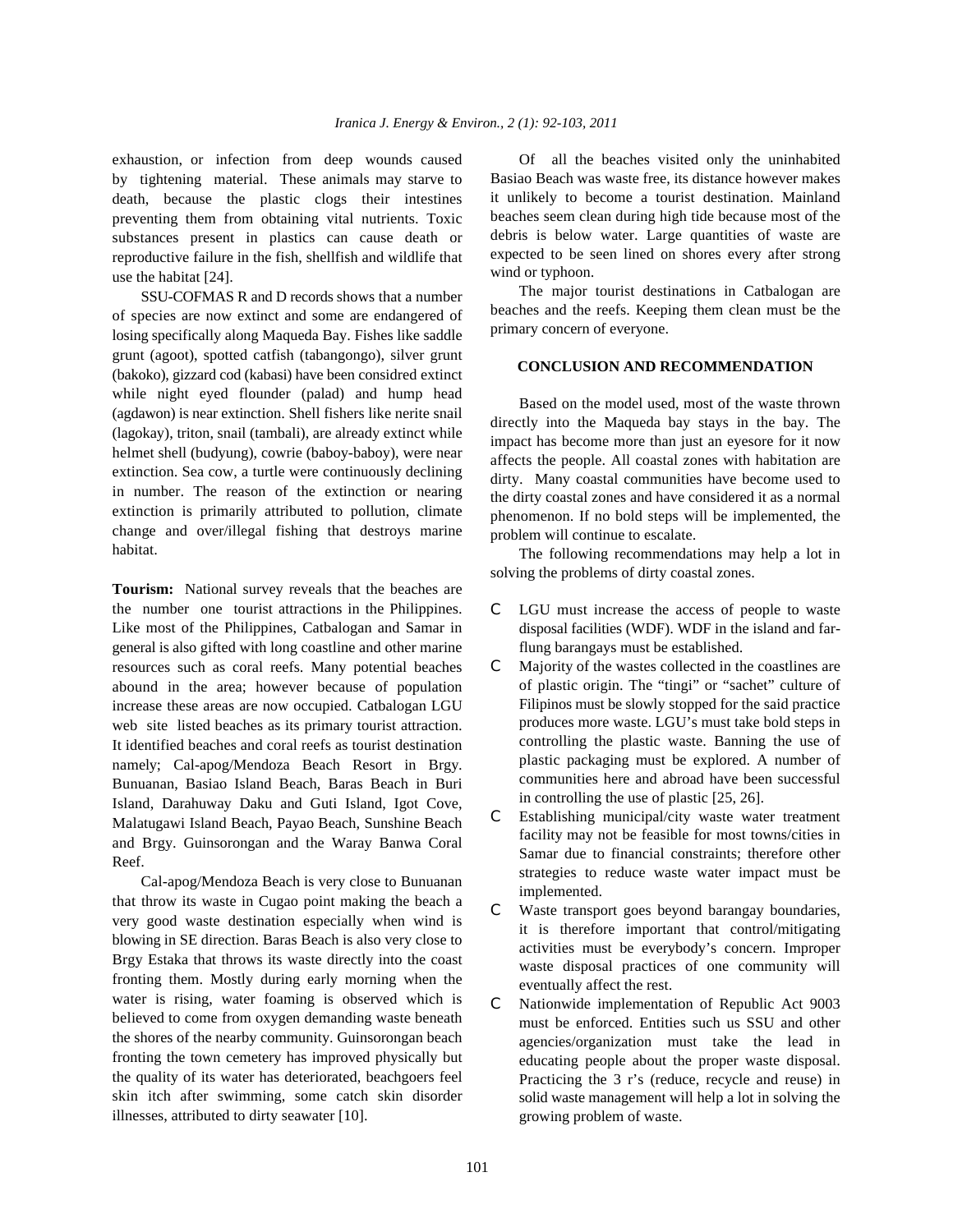exhaustion, or infection from deep wounds caused by tightening material. These animals may starve to death, because the plastic clogs their intestines preventing them from obtaining vital nutrients. Toxic substances present in plastics can cause death or reproductive failure in the fish, shellfish and wildlife that use the habitat [24].

SSU-COFMAS R and D records shows that a number of species are now extinct and some are endangered of losing specifically along Maqueda Bay. Fishes like saddle grunt (agoot), spotted catfish (tabangongo), silver grunt (bakoko), gizzard cod (kabasi) have been considred extinct while night eyed flounder (palad) and hump head (agdawon) is near extinction. Shell fishers like nerite snail (lagokay), triton, snail (tambali), are already extinct while helmet shell (budyung), cowrie (baboy-baboy), were near extinction. Sea cow, a turtle were continuously declining in number. The reason of the extinction or nearing extinction is primarily attributed to pollution, climate change and over/illegal fishing that destroys marine habitat.

**Tourism:** National survey reveals that the beaches are the number one tourist attractions in the Philippines. Like most of the Philippines, Catbalogan and Samar in general is also gifted with long coastline and other marine resources such as coral reefs. Many potential beaches abound in the area; however because of population increase these areas are now occupied. Catbalogan LGU web site listed beaches as its primary tourist attraction. It identified beaches and coral reefs as tourist destination namely; Cal-apog/Mendoza Beach Resort in Brgy. Bunuanan, Basiao Island Beach, Baras Beach in Buri Island, Darahuway Daku and Guti Island, Igot Cove, Malatugawi Island Beach, Payao Beach, Sunshine Beach and Brgy. Guinsorongan and the Waray Banwa Coral Reef.

Cal-apog/Mendoza Beach is very close to Bunuanan that throw its waste in Cugao point making the beach a very good waste destination especially when wind is blowing in SE direction. Baras Beach is also very close to Brgy Estaka that throws its waste directly into the coast fronting them. Mostly during early morning when the water is rising, water foaming is observed which is believed to come from oxygen demanding waste beneath the shores of the nearby community. Guinsorongan beach fronting the town cemetery has improved physically but the quality of its water has deteriorated, beachgoers feel skin itch after swimming, some catch skin disorder illnesses, attributed to dirty seawater [10].

Of all the beaches visited only the uninhabited Basiao Beach was waste free, its distance however makes it unlikely to become a tourist destination. Mainland beaches seem clean during high tide because most of the debris is below water. Large quantities of waste are expected to be seen lined on shores every after strong wind or typhoon.

The major tourist destinations in Catbalogan are beaches and the reefs. Keeping them clean must be the primary concern of everyone.

## CONCLUSION AND RECOMMENDATION

Based on the model used, most of the waste thrown directly into the Maqueda bay stays in the bay. The impact has become more than just an eyesore for it now affects the people. All coastal zones with habitation are dirty. Many coastal communities have become used to the dirty coastal zones and have considered it as a normal phenomenon. If no bold steps will be implemented, the problem will continue to escalate.

The following recommendations may help a lot in solving the problems of dirty coastal zones.

- LGU must increase the access of people to waste disposal facilities (WDF). WDF in the island and far-flung barangays must be established.
- Majority of the wastes collected in the coastlines are of plastic origin. The "tingi" or "sachet" culture of Filipinos must be slowly stopped for the said practice produces more waste. LGU's must take bold steps in controlling the plastic waste. Banning the use of plastic packaging must be explored. A number of communities here and abroad have been successful in controlling the use of plastic [25, 26].
- Establishing municipal/city waste water treatment facility may not be feasible for most towns/cities in Samar due to financial constraints; therefore other strategies to reduce waste water impact must be implemented.
- Waste transport goes beyond barangay boundaries, it is therefore important that control/mitigating activities must be everybody's concern. Improper waste disposal practices of one community will eventually affect the rest.
- Nationwide implementation of Republic Act 9003 must be enforced. Entities such us SSU and other agencies/organization must take the lead in educating people about the proper waste disposal. Practicing the 3 r's (reduce, recycle and reuse) in solid waste management will help a lot in solving the growing problem of waste.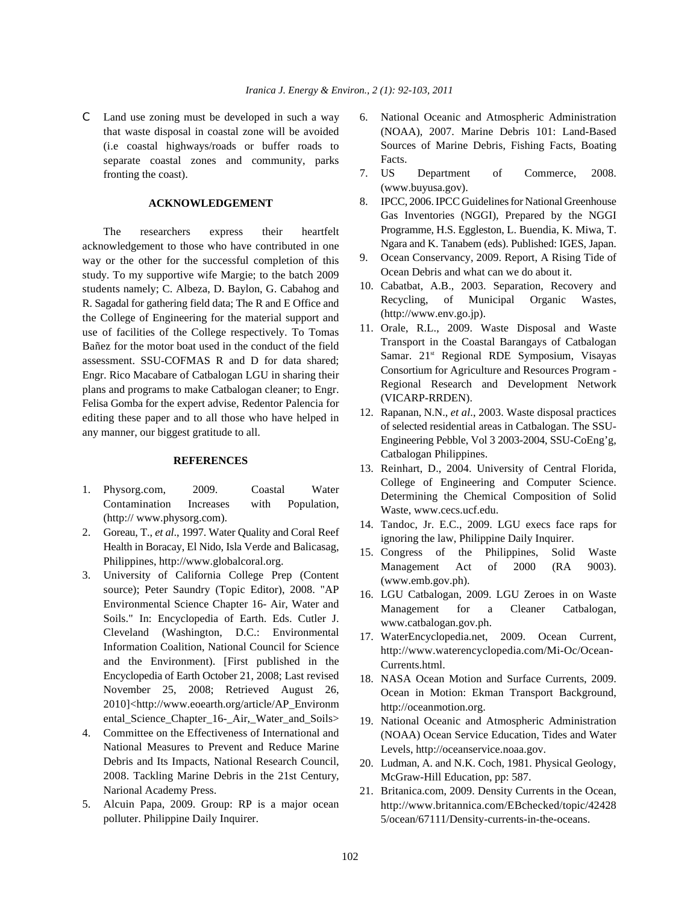- Land use zoning must be developed in such a way that waste disposal in coastal zone will be avoided (i.e coastal highways/roads or buffer roads to separate coastal zones and community, parks fronting the coast).

## ACKNOWLEDGEMENT

The researchers express their heartfelt acknowledgement to those who have contributed in one way or the other for the successful completion of this study. To my supportive wife Margie; to the batch 2009 students namely; C. Albeza, D. Baylon, G. Cabahog and R. Sagadal for gathering field data; The R and E Office and the College of Engineering for the material support and use of facilities of the College respectively. To Tomas Bañez for the motor boat used in the conduct of the field assessment. SSU-COFMAS R and D for data shared; Engr. Rico Macabare of Catbalogan LGU in sharing their plans and programs to make Catbalogan cleaner; to Engr. Felisa Gomba for the expert advise, Redentor Palencia for editing these paper and to all those who have helped in any manner, our biggest gratitude to all.

## REFERENCES

1. Physorg.com, 2009. Coastal Water Contamination Increases with Population, (http:// www.physorg.com).
2. Goreau, T., *et al*., 1997. Water Quality and Coral Reef Health in Boracay, El Nido, Isla Verde and Balicasag, Philippines, http://www.globalcoral.org.
3. University of California College Prep (Content source); Peter Saundry (Topic Editor), 2008. "AP Environmental Science Chapter 16- Air, Water and Soils." In: Encyclopedia of Earth. Eds. Cutler J. Cleveland (Washington, D.C.: Environmental Information Coalition, National Council for Science and the Environment). [First published in the Encyclopedia of Earth October 21, 2008; Last revised November 25, 2008; Retrieved August 26, 2010]<http://www.eoearth.org/article/AP_Environmental_Science_Chapter_16-_Air,_Water_and_Soils>
4. Committee on the Effectiveness of International and National Measures to Prevent and Reduce Marine Debris and Its Impacts, National Research Council, 2008. Tackling Marine Debris in the 21st Century, Narional Academy Press.
5. Alcuin Papa, 2009. Group: RP is a major ocean polluter. Philippine Daily Inquirer.
6. National Oceanic and Atmospheric Administration (NOAA), 2007. Marine Debris 101: Land-Based Sources of Marine Debris, Fishing Facts, Boating Facts.
7. US Department of Commerce, 2008. (www.buyusa.gov).
8. IPCC, 2006. IPCC Guidelines for National Greenhouse Gas Inventories (NGGI), Prepared by the NGGI Programme, H.S. Eggleston, L. Buendia, K. Miwa, T. Ngara and K. Tanabem (eds). Published: IGES, Japan.
9. Ocean Conservancy, 2009. Report, A Rising Tide of Ocean Debris and what can we do about it.
10. Cabatbat, A.B., 2003. Separation, Recovery and Recycling, of Municipal Organic Wastes, (http://www.env.go.jp).
11. Orale, R.L., 2009. Waste Disposal and Waste Transport in the Coastal Barangays of Catbalogan Samar. 21st Regional RDE Symposium, Visayas Consortium for Agriculture and Resources Program - Regional Research and Development Network (VICARP-RRDEN).
12. Rapanan, N.N., *et al*., 2003. Waste disposal practices of selected residential areas in Catbalogan. The SSU-Engineering Pebble, Vol 3 2003-2004, SSU-CoEng'g, Catbalogan Philippines.
13. Reinhart, D., 2004. University of Central Florida, College of Engineering and Computer Science. Determining the Chemical Composition of Solid Waste, www.cecs.ucf.edu.
14. Tandoc, Jr. E.C., 2009. LGU execs face raps for ignoring the law, Philippine Daily Inquirer.
15. Congress of the Philippines, Solid Waste Management Act of 2000 (RA 9003). (www.emb.gov.ph).
16. LGU Catbalogan, 2009. LGU Zeroes in on Waste Management for a Cleaner Catbalogan, www.catbalogan.gov.ph.
17. WaterEncyclopedia.net, 2009. Ocean Current, http://www.waterencyclopedia.com/Mi-Oc/Ocean-Currents.html.
18. NASA Ocean Motion and Surface Currents, 2009. Ocean in Motion: Ekman Transport Background, http://oceanmotion.org.
19. National Oceanic and Atmospheric Administration (NOAA) Ocean Service Education, Tides and Water Levels, http://oceanservice.noaa.gov.
20. Ludman, A. and N.K. Coch, 1981. Physical Geology, McGraw-Hill Education, pp: 587.
21. Britanica.com, 2009. Density Currents in the Ocean, http://www.britannica.com/EBchecked/topic/424285/ocean/67111/Density-currents-in-the-oceans.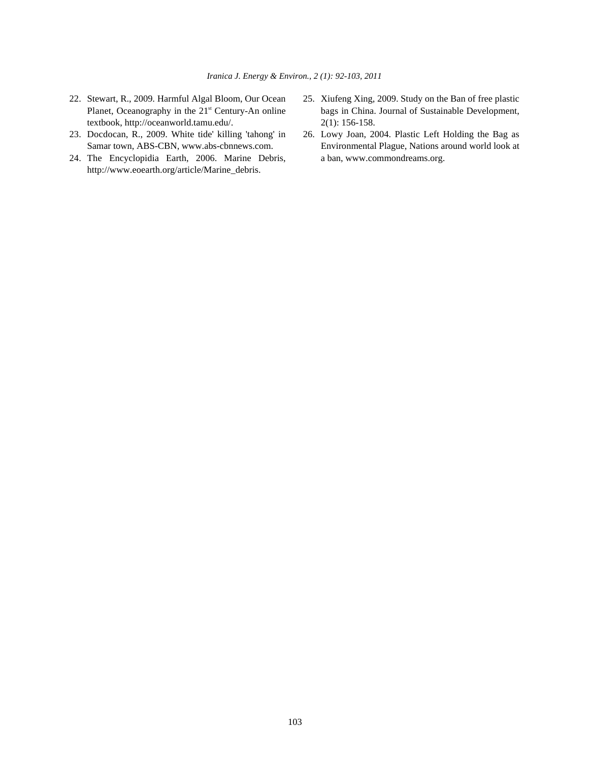22. Stewart, R., 2009. Harmful Algal Bloom, Our Ocean Planet, Oceanography in the 21st Century-An online textbook, http://oceanworld.tamu.edu/.
23. Docdocan, R., 2009. White tide' killing 'tahong' in Samar town, ABS-CBN, www.abs-cbnnews.com.
24. The Encyclopidia Earth, 2006. Marine Debris, http://www.eoearth.org/article/Marine_debris.
25. Xiufeng Xing, 2009. Study on the Ban of free plastic bags in China. Journal of Sustainable Development, 2(1): 156-158.
26. Lowy Joan, 2004. Plastic Left Holding the Bag as Environmental Plague, Nations around world look at a ban, www.commondreams.org.